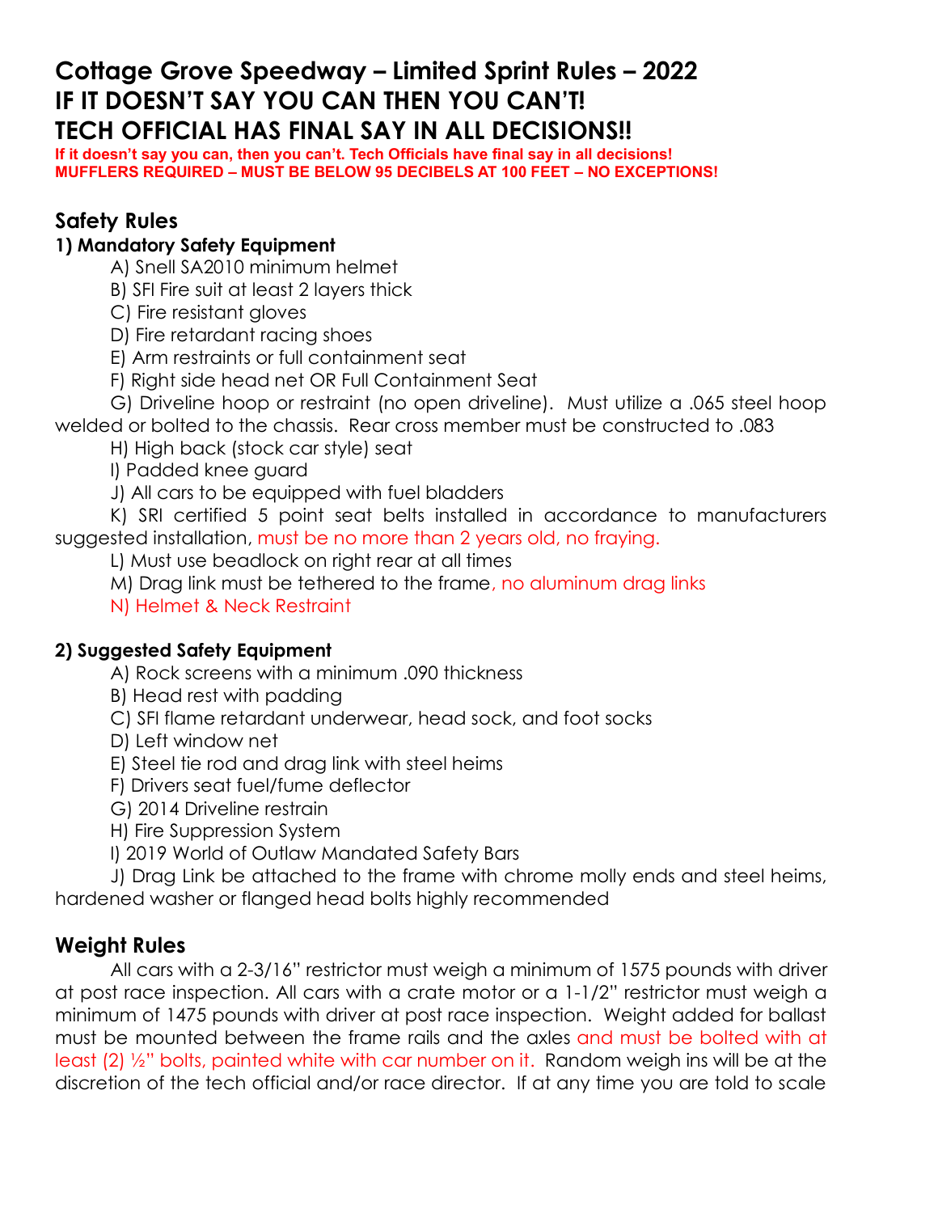# Cottage Grove Speedway – Limited Sprint Rules – 2022
# IF IT DOESN'T SAY YOU CAN THEN YOU CAN'T!
# TECH OFFICIAL HAS FINAL SAY IN ALL DECISIONS!!

**If it doesn't say you can, then you can't. Tech Officials have final say in all decisions!**
**MUFFLERS REQUIRED – MUST BE BELOW 95 DECIBELS AT 100 FEET – NO EXCEPTIONS!**

## Safety Rules

### 1) Mandatory Safety Equipment

A) Snell SA2010 minimum helmet
B) SFI Fire suit at least 2 layers thick
C) Fire resistant gloves
D) Fire retardant racing shoes
E) Arm restraints or full containment seat
F) Right side head net OR Full Containment Seat
G) Driveline hoop or restraint (no open driveline). Must utilize a .065 steel hoop welded or bolted to the chassis. Rear cross member must be constructed to .083
H) High back (stock car style) seat
I) Padded knee guard
J) All cars to be equipped with fuel bladders
K) SRI certified 5 point seat belts installed in accordance to manufacturers suggested installation, must be no more than 2 years old, no fraying.
L) Must use beadlock on right rear at all times
M) Drag link must be tethered to the frame, no aluminum drag links
N) Helmet & Neck Restraint

### 2) Suggested Safety Equipment

A) Rock screens with a minimum .090 thickness
B) Head rest with padding
C) SFI flame retardant underwear, head sock, and foot socks
D) Left window net
E) Steel tie rod and drag link with steel heims
F) Drivers seat fuel/fume deflector
G) 2014 Driveline restrain
H) Fire Suppression System
I) 2019 World of Outlaw Mandated Safety Bars
J) Drag Link be attached to the frame with chrome molly ends and steel heims, hardened washer or flanged head bolts highly recommended

## Weight Rules

All cars with a 2-3/16" restrictor must weigh a minimum of 1575 pounds with driver at post race inspection. All cars with a crate motor or a 1-1/2" restrictor must weigh a minimum of 1475 pounds with driver at post race inspection. Weight added for ballast must be mounted between the frame rails and the axles and must be bolted with at least (2) ½" bolts, painted white with car number on it. Random weigh ins will be at the discretion of the tech official and/or race director. If at any time you are told to scale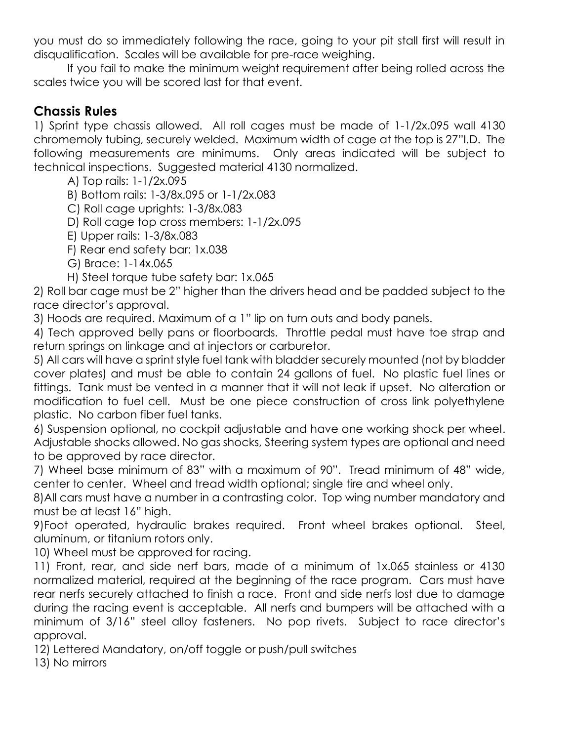you must do so immediately following the race, going to your pit stall first will result in disqualification. Scales will be available for pre-race weighing.

If you fail to make the minimum weight requirement after being rolled across the scales twice you will be scored last for that event.

## Chassis Rules

1) Sprint type chassis allowed. All roll cages must be made of 1-1/2x.095 wall 4130 chromemoly tubing, securely welded. Maximum width of cage at the top is 27"I.D. The following measurements are minimums. Only areas indicated will be subject to technical inspections. Suggested material 4130 normalized.

   A) Top rails: 1-1/2x.095

   B) Bottom rails: 1-3/8x.095 or 1-1/2x.083

   C) Roll cage uprights: 1-3/8x.083

   D) Roll cage top cross members: 1-1/2x.095

   E) Upper rails: 1-3/8x.083

   F) Rear end safety bar: 1x.038

   G) Brace: 1-14x.065

   H) Steel torque tube safety bar: 1x.065

2) Roll bar cage must be 2" higher than the drivers head and be padded subject to the race director's approval.

3) Hoods are required. Maximum of a 1" lip on turn outs and body panels.

4) Tech approved belly pans or floorboards. Throttle pedal must have toe strap and return springs on linkage and at injectors or carburetor.

5) All cars will have a sprint style fuel tank with bladder securely mounted (not by bladder cover plates) and must be able to contain 24 gallons of fuel. No plastic fuel lines or fittings. Tank must be vented in a manner that it will not leak if upset. No alteration or modification to fuel cell. Must be one piece construction of cross link polyethylene plastic. No carbon fiber fuel tanks.

6) Suspension optional, no cockpit adjustable and have one working shock per wheel. Adjustable shocks allowed. No gas shocks, Steering system types are optional and need to be approved by race director.

7) Wheel base minimum of 83" with a maximum of 90". Tread minimum of 48" wide, center to center. Wheel and tread width optional; single tire and wheel only.

8)All cars must have a number in a contrasting color. Top wing number mandatory and must be at least 16" high.

9)Foot operated, hydraulic brakes required. Front wheel brakes optional. Steel, aluminum, or titanium rotors only.

10) Wheel must be approved for racing.

11) Front, rear, and side nerf bars, made of a minimum of 1x.065 stainless or 4130 normalized material, required at the beginning of the race program. Cars must have rear nerfs securely attached to finish a race. Front and side nerfs lost due to damage during the racing event is acceptable. All nerfs and bumpers will be attached with a minimum of 3/16" steel alloy fasteners. No pop rivets. Subject to race director's approval.

12) Lettered Mandatory, on/off toggle or push/pull switches

13) No mirrors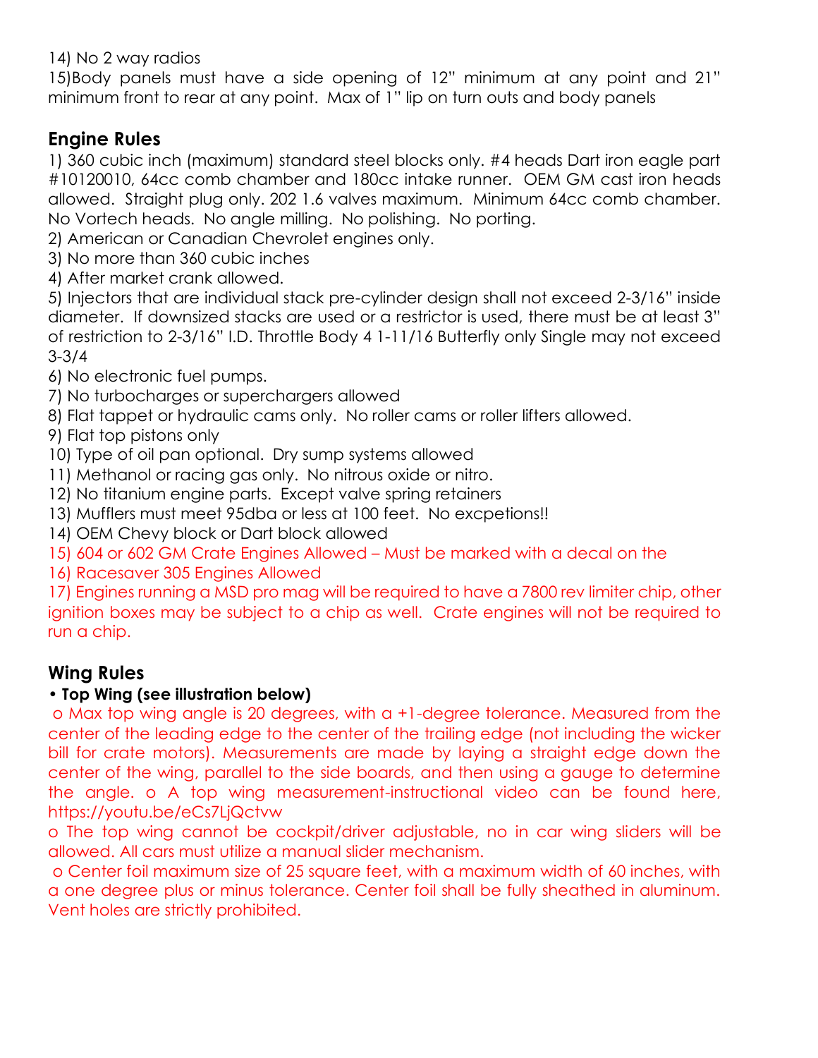14) No 2 way radios

15)Body panels must have a side opening of 12" minimum at any point and 21" minimum front to rear at any point. Max of 1" lip on turn outs and body panels

## Engine Rules

1) 360 cubic inch (maximum) standard steel blocks only. #4 heads Dart iron eagle part #10120010, 64cc comb chamber and 180cc intake runner. OEM GM cast iron heads allowed. Straight plug only. 202 1.6 valves maximum. Minimum 64cc comb chamber. No Vortech heads. No angle milling. No polishing. No porting.

2) American or Canadian Chevrolet engines only.

3) No more than 360 cubic inches

4) After market crank allowed.

5) Injectors that are individual stack pre-cylinder design shall not exceed 2-3/16" inside diameter. If downsized stacks are used or a restrictor is used, there must be at least 3" of restriction to 2-3/16" I.D. Throttle Body 4 1-11/16 Butterfly only Single may not exceed 3-3/4

6) No electronic fuel pumps.

7) No turbocharges or superchargers allowed

8) Flat tappet or hydraulic cams only. No roller cams or roller lifters allowed.

9) Flat top pistons only

10) Type of oil pan optional. Dry sump systems allowed

11) Methanol or racing gas only. No nitrous oxide or nitro.

12) No titanium engine parts. Except valve spring retainers

13) Mufflers must meet 95dba or less at 100 feet. No excpetions!!

14) OEM Chevy block or Dart block allowed

15) 604 or 602 GM Crate Engines Allowed – Must be marked with a decal on the

16) Racesaver 305 Engines Allowed

17) Engines running a MSD pro mag will be required to have a 7800 rev limiter chip, other ignition boxes may be subject to a chip as well. Crate engines will not be required to run a chip.

## Wing Rules

- **Top Wing (see illustration below)**

  o Max top wing angle is 20 degrees, with a +1-degree tolerance. Measured from the center of the leading edge to the center of the trailing edge (not including the wicker bill for crate motors). Measurements are made by laying a straight edge down the center of the wing, parallel to the side boards, and then using a gauge to determine the angle. o A top wing measurement-instructional video can be found here, https://youtu.be/eCs7LjQctvw

  o The top wing cannot be cockpit/driver adjustable, no in car wing sliders will be allowed. All cars must utilize a manual slider mechanism.

  o Center foil maximum size of 25 square feet, with a maximum width of 60 inches, with a one degree plus or minus tolerance. Center foil shall be fully sheathed in aluminum. Vent holes are strictly prohibited.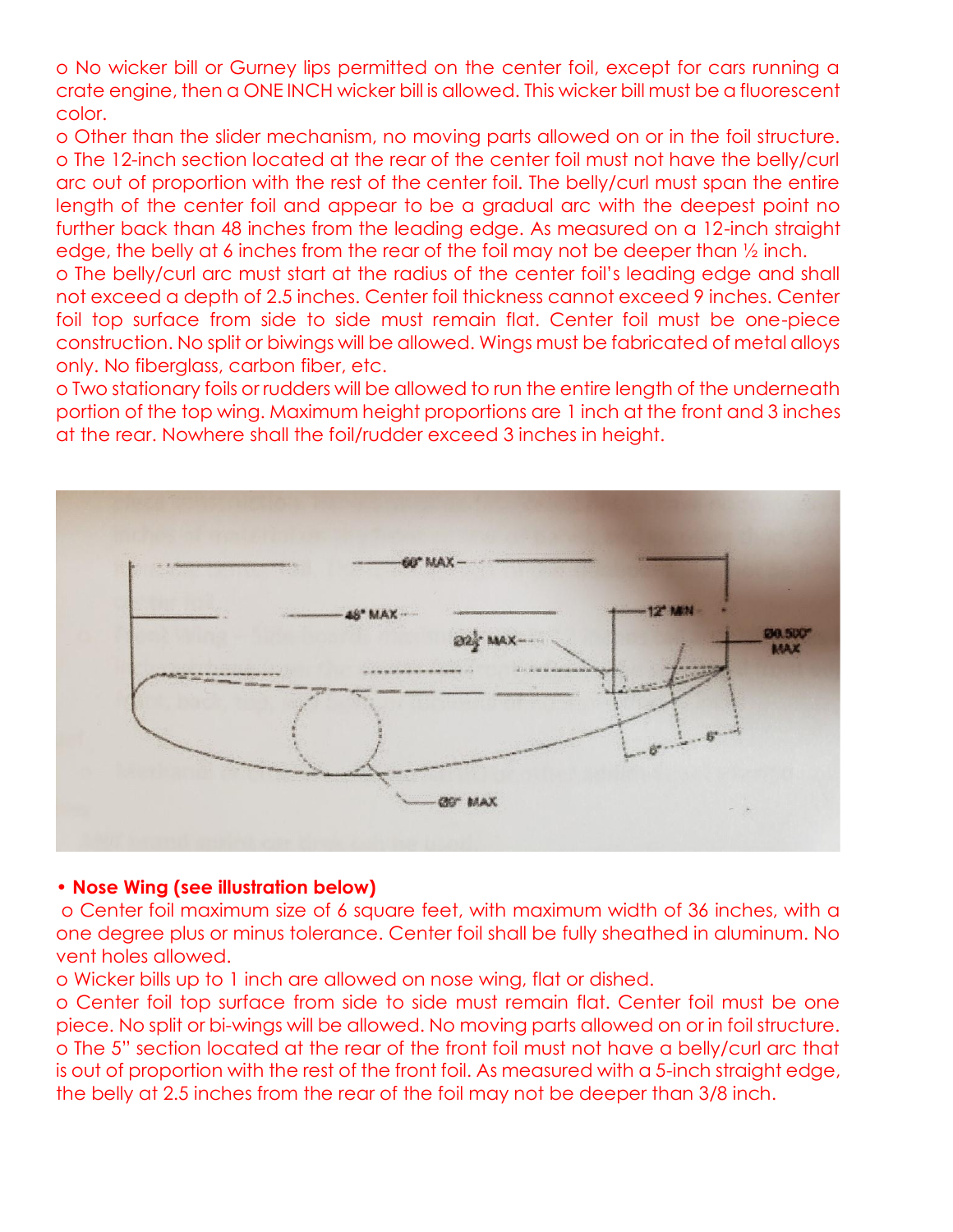o No wicker bill or Gurney lips permitted on the center foil, except for cars running a crate engine, then a ONE INCH wicker bill is allowed. This wicker bill must be a fluorescent color.

o Other than the slider mechanism, no moving parts allowed on or in the foil structure.

o The 12-inch section located at the rear of the center foil must not have the belly/curl arc out of proportion with the rest of the center foil. The belly/curl must span the entire length of the center foil and appear to be a gradual arc with the deepest point no further back than 48 inches from the leading edge. As measured on a 12-inch straight edge, the belly at 6 inches from the rear of the foil may not be deeper than ½ inch.

o The belly/curl arc must start at the radius of the center foil's leading edge and shall not exceed a depth of 2.5 inches. Center foil thickness cannot exceed 9 inches. Center foil top surface from side to side must remain flat. Center foil must be one-piece construction. No split or biwings will be allowed. Wings must be fabricated of metal alloys only. No fiberglass, carbon fiber, etc.

o Two stationary foils or rudders will be allowed to run the entire length of the underneath portion of the top wing. Maximum height proportions are 1 inch at the front and 3 inches at the rear. Nowhere shall the foil/rudder exceed 3 inches in height.

**• Nose Wing (see illustration below)**

o Center foil maximum size of 6 square feet, with maximum width of 36 inches, with a one degree plus or minus tolerance. Center foil shall be fully sheathed in aluminum. No vent holes allowed.

o Wicker bills up to 1 inch are allowed on nose wing, flat or dished.

o Center foil top surface from side to side must remain flat. Center foil must be one piece. No split or bi-wings will be allowed. No moving parts allowed on or in foil structure.

o The 5" section located at the rear of the front foil must not have a belly/curl arc that is out of proportion with the rest of the front foil. As measured with a 5-inch straight edge, the belly at 2.5 inches from the rear of the foil may not be deeper than 3/8 inch.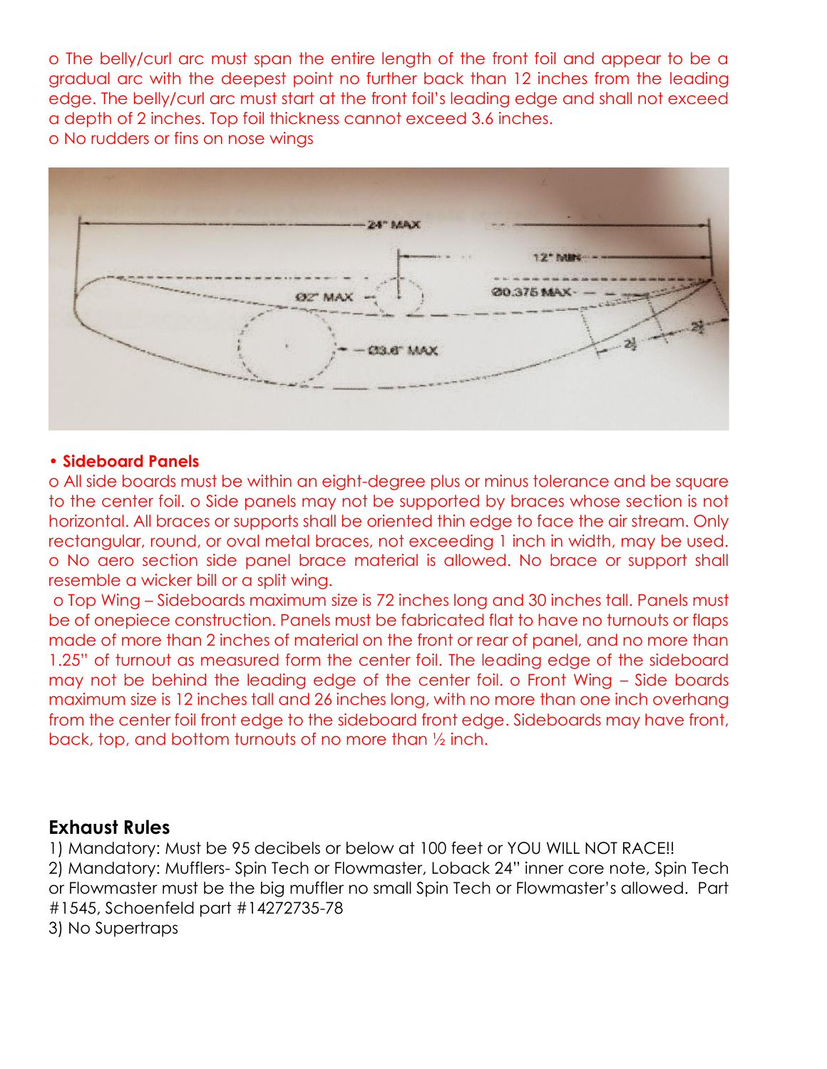o The belly/curl arc must span the entire length of the front foil and appear to be a gradual arc with the deepest point no further back than 12 inches from the leading edge. The belly/curl arc must start at the front foil's leading edge and shall not exceed a depth of 2 inches. Top foil thickness cannot exceed 3.6 inches.

o No rudders or fins on nose wings

**• Sideboard Panels**

o All side boards must be within an eight-degree plus or minus tolerance and be square to the center foil. o Side panels may not be supported by braces whose section is not horizontal. All braces or supports shall be oriented thin edge to face the air stream. Only rectangular, round, or oval metal braces, not exceeding 1 inch in width, may be used. o No aero section side panel brace material is allowed. No brace or support shall resemble a wicker bill or a split wing.

o Top Wing – Sideboards maximum size is 72 inches long and 30 inches tall. Panels must be of onepiece construction. Panels must be fabricated flat to have no turnouts or flaps made of more than 2 inches of material on the front or rear of panel, and no more than 1.25" of turnout as measured form the center foil. The leading edge of the sideboard may not be behind the leading edge of the center foil. o Front Wing – Side boards maximum size is 12 inches tall and 26 inches long, with no more than one inch overhang from the center foil front edge to the sideboard front edge. Sideboards may have front, back, top, and bottom turnouts of no more than ½ inch.

## Exhaust Rules

1) Mandatory: Must be 95 decibels or below at 100 feet or YOU WILL NOT RACE!!
2) Mandatory: Mufflers- Spin Tech or Flowmaster, Loback 24" inner core note, Spin Tech or Flowmaster must be the big muffler no small Spin Tech or Flowmaster's allowed. Part #1545, Schoenfeld part #14272735-78
3) No Supertraps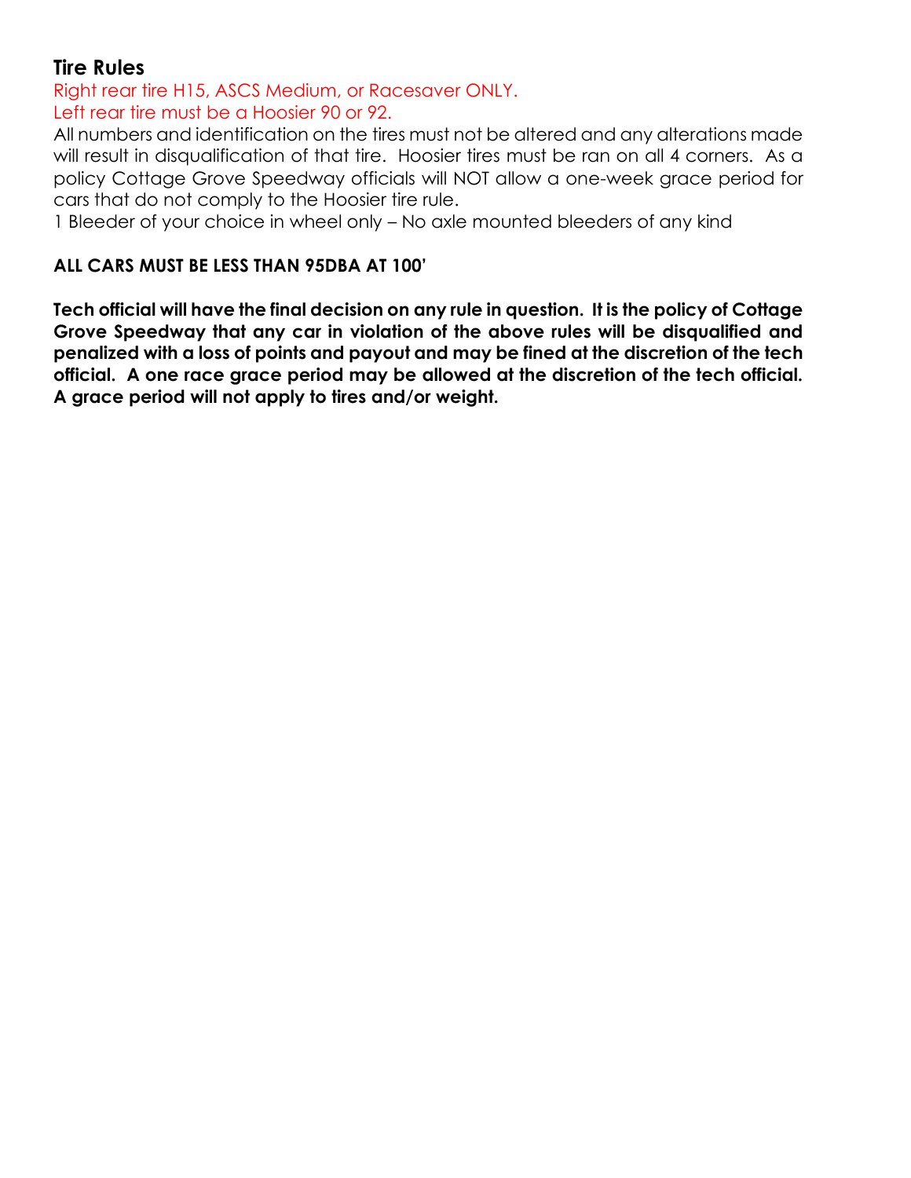## Tire Rules

Right rear tire H15, ASCS Medium, or Racesaver ONLY.
Left rear tire must be a Hoosier 90 or 92.

All numbers and identification on the tires must not be altered and any alterations made will result in disqualification of that tire. Hoosier tires must be ran on all 4 corners. As a policy Cottage Grove Speedway officials will NOT allow a one-week grace period for cars that do not comply to the Hoosier tire rule.

1 Bleeder of your choice in wheel only – No axle mounted bleeders of any kind

**ALL CARS MUST BE LESS THAN 95DBA AT 100'**

**Tech official will have the final decision on any rule in question. It is the policy of Cottage Grove Speedway that any car in violation of the above rules will be disqualified and penalized with a loss of points and payout and may be fined at the discretion of the tech official. A one race grace period may be allowed at the discretion of the tech official. A grace period will not apply to tires and/or weight.**